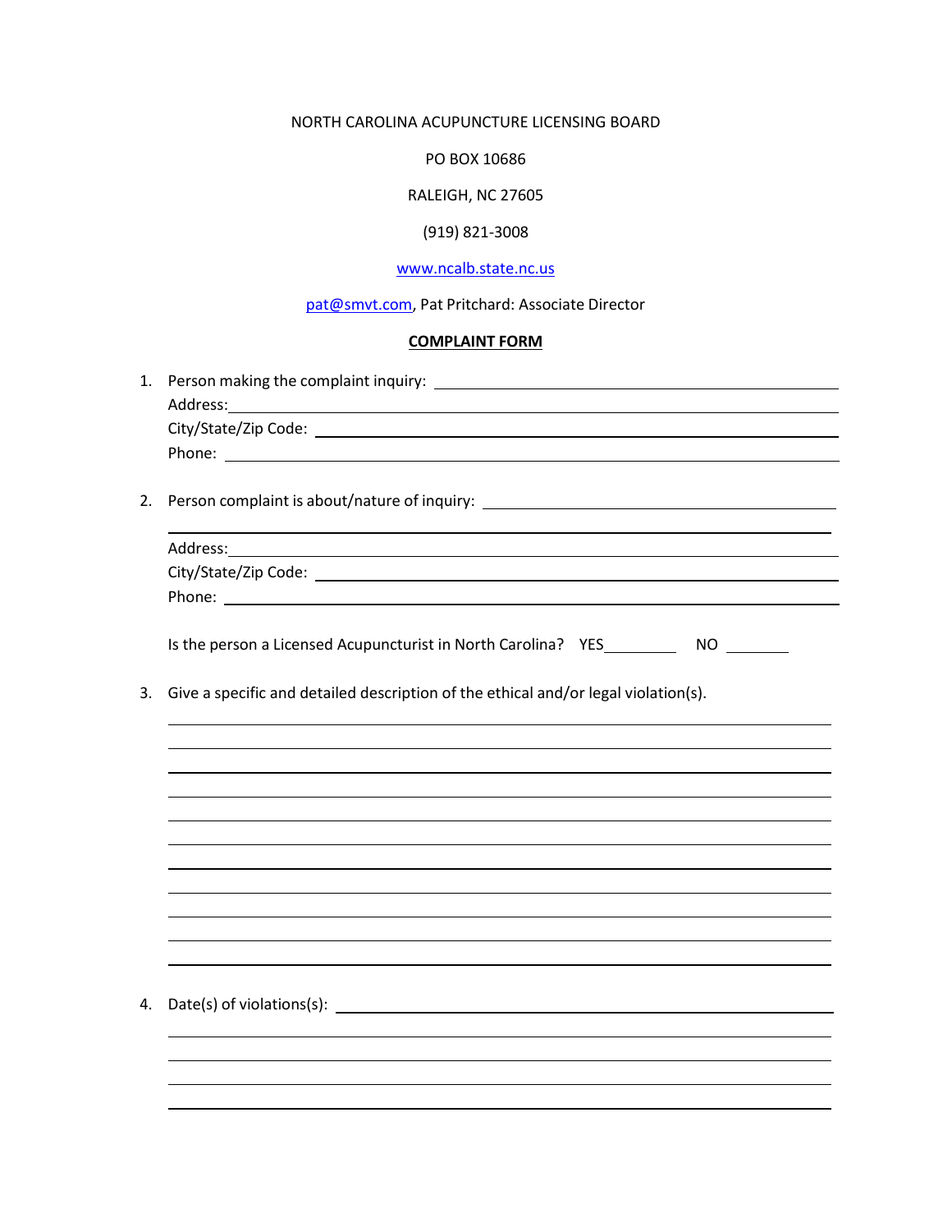NORTH CAROLINA ACUPUNCTURE LICENSING BOARD

PO BOX 10686

RALEIGH, NC 27605

(919) 821-3008

www.ncalb.state.nc.us

pat@smvt.com, Pat Pritchard: Associate Director

**COMPLAINT FORM**

1. Person making the complaint inquiry: ______________________________
   Address: ______________________________
   City/State/Zip Code: ______________________________
   Phone: ______________________________

2. Person complaint is about/nature of inquiry: ______________________________
   ______________________________
   Address: ______________________________
   City/State/Zip Code: ______________________________
   Phone: ______________________________

   Is the person a Licensed Acupuncturist in North Carolina? YES________ NO ________

3. Give a specific and detailed description of the ethical and/or legal violation(s).
   ______________________________
   ______________________________
   ______________________________
   ______________________________
   ______________________________
   ______________________________
   ______________________________
   ______________________________
   ______________________________
   ______________________________
   ______________________________

4. Date(s) of violations(s): ______________________________
   ______________________________
   ______________________________
   ______________________________
   ______________________________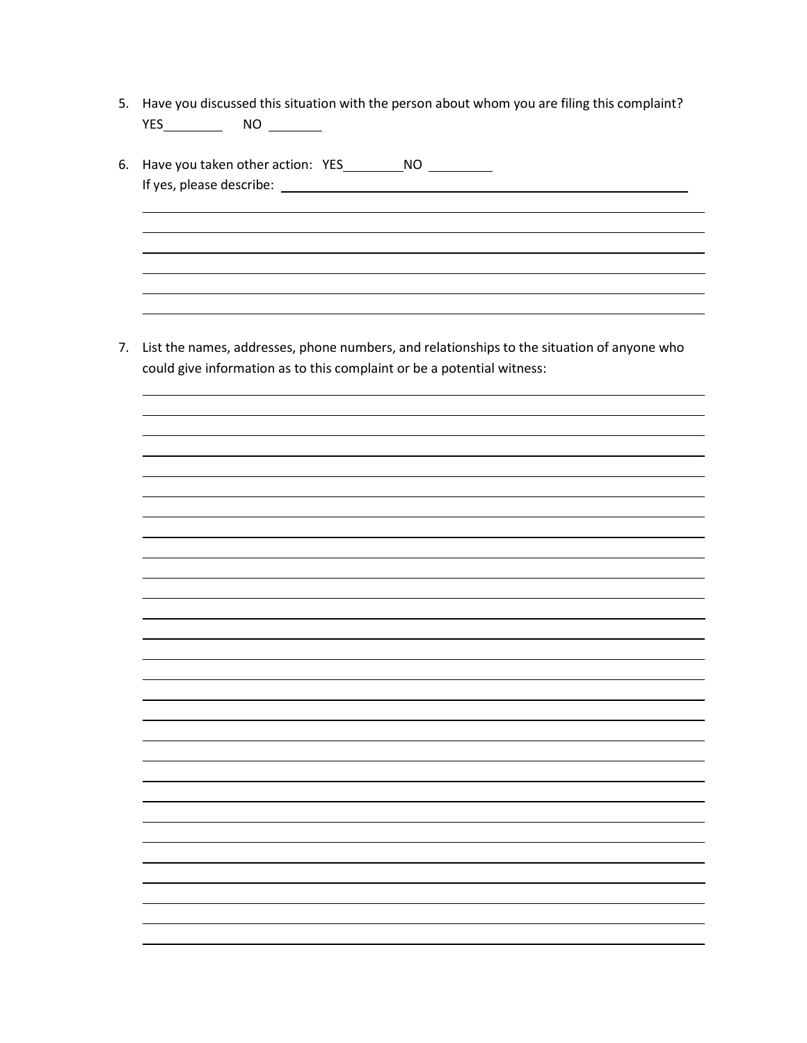5. Have you discussed this situation with the person about whom you are filing this complaint?

   YES________ NO ________

6. Have you taken other action: YES________ NO ________

   If yes, please describe: ____________________________________________

   ______________________________________________________________________

   ______________________________________________________________________

   ______________________________________________________________________

   ______________________________________________________________________

   ______________________________________________________________________

   ______________________________________________________________________

7. List the names, addresses, phone numbers, and relationships to the situation of anyone who could give information as to this complaint or be a potential witness:

   ______________________________________________________________________

   ______________________________________________________________________

   ______________________________________________________________________

   ______________________________________________________________________

   ______________________________________________________________________

   ______________________________________________________________________

   ______________________________________________________________________

   ______________________________________________________________________

   ______________________________________________________________________

   ______________________________________________________________________

   ______________________________________________________________________

   ______________________________________________________________________

   ______________________________________________________________________

   ______________________________________________________________________

   ______________________________________________________________________

   ______________________________________________________________________

   ______________________________________________________________________

   ______________________________________________________________________

   ______________________________________________________________________

   ______________________________________________________________________

   ______________________________________________________________________

   ______________________________________________________________________

   ______________________________________________________________________

   ______________________________________________________________________

   ______________________________________________________________________

   ______________________________________________________________________

   ______________________________________________________________________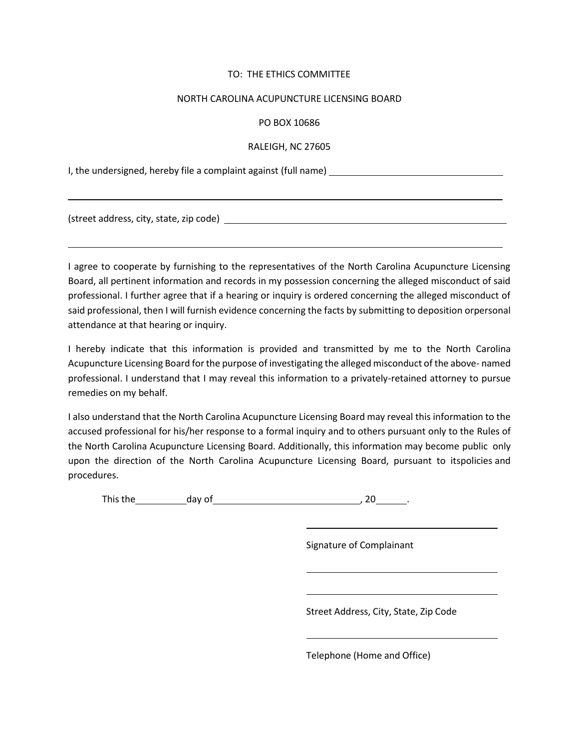TO: THE ETHICS COMMITTEE

NORTH CAROLINA ACUPUNCTURE LICENSING BOARD

PO BOX 10686

RALEIGH, NC 27605

I, the undersigned, hereby file a complaint against (full name) ______________________________

__________________________________________________________________________

(street address, city, state, zip code) ____________________________________________

__________________________________________________________________________

I agree to cooperate by furnishing to the representatives of the North Carolina Acupuncture Licensing Board, all pertinent information and records in my possession concerning the alleged misconduct of said professional. I further agree that if a hearing or inquiry is ordered concerning the alleged misconduct of said professional, then I will furnish evidence concerning the facts by submitting to deposition orpersonal attendance at that hearing or inquiry.

I hereby indicate that this information is provided and transmitted by me to the North Carolina Acupuncture Licensing Board for the purpose of investigating the alleged misconduct of the above- named professional. I understand that I may reveal this information to a privately-retained attorney to pursue remedies on my behalf.

I also understand that the North Carolina Acupuncture Licensing Board may reveal this information to the accused professional for his/her response to a formal inquiry and to others pursuant only to the Rules of the North Carolina Acupuncture Licensing Board. Additionally, this information may become public only upon the direction of the North Carolina Acupuncture Licensing Board, pursuant to itspolicies and procedures.

This the__________day of____________________________, 20______.

______________________________

Signature of Complainant

______________________________

______________________________

Street Address, City, State, Zip Code

______________________________

Telephone (Home and Office)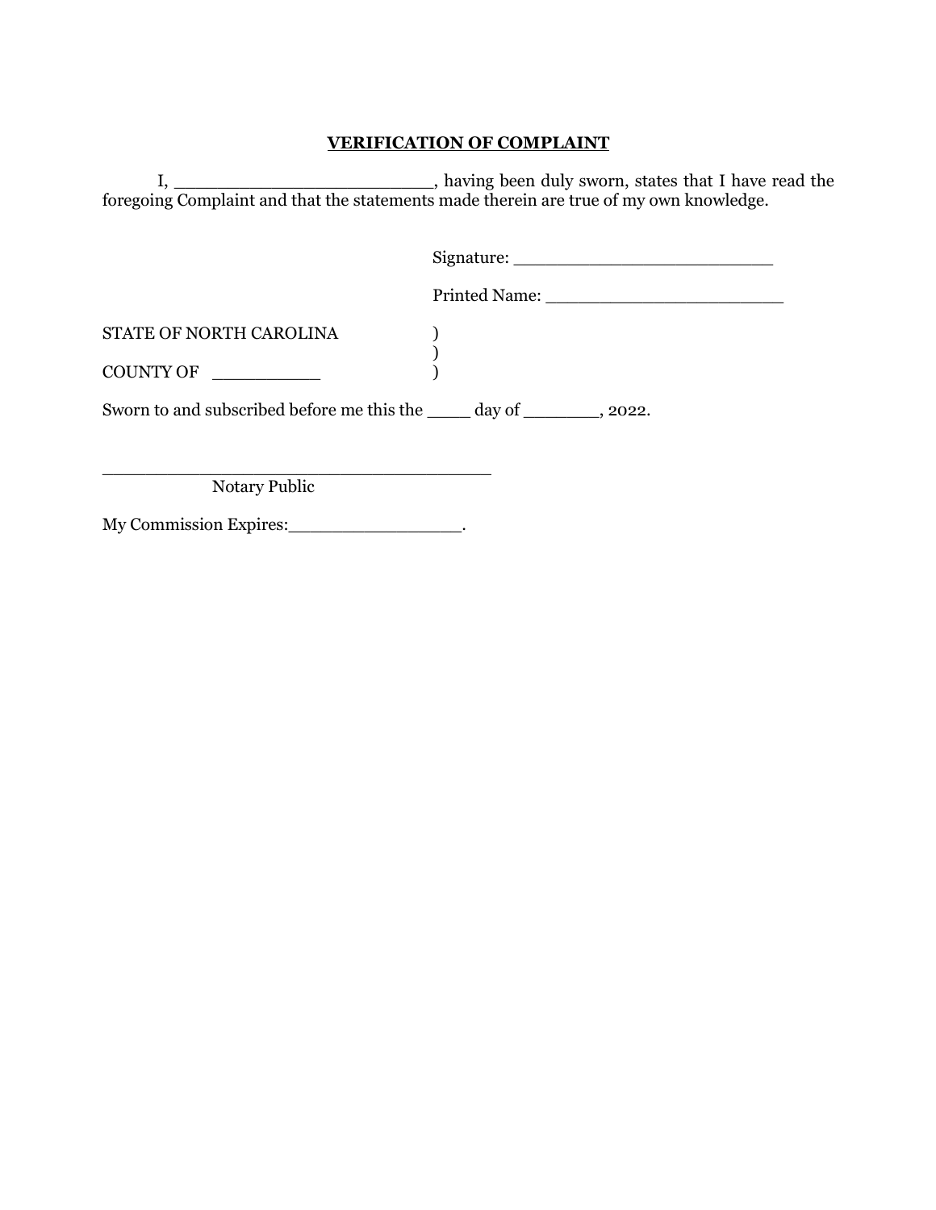**VERIFICATION OF COMPLAINT**

I, ________________________, having been duly sworn, states that I have read the foregoing Complaint and that the statements made therein are true of my own knowledge.

Signature: ________________________

Printed Name: ______________________

STATE OF NORTH CAROLINA )
)
COUNTY OF __________ )

Sworn to and subscribed before me this the ____ day of _______, 2022.

____________________________________
Notary Public

My Commission Expires:________________.